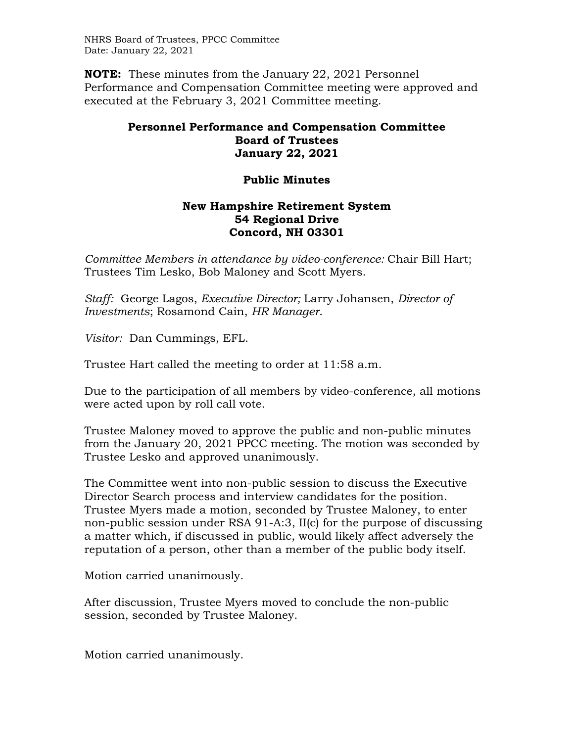**NOTE:** These minutes from the January 22, 2021 Personnel Performance and Compensation Committee meeting were approved and executed at the February 3, 2021 Committee meeting.

# Personnel Performance and Compensation Committee
# Board of Trustees
# January 22, 2021

## Public Minutes

### New Hampshire Retirement System
### 54 Regional Drive
### Concord, NH 03301

*Committee Members in attendance by video-conference:* Chair Bill Hart; Trustees Tim Lesko, Bob Maloney and Scott Myers.

*Staff:* George Lagos, *Executive Director;* Larry Johansen, *Director of Investments*; Rosamond Cain, *HR Manager*.

*Visitor:* Dan Cummings, EFL.

Trustee Hart called the meeting to order at 11:58 a.m.

Due to the participation of all members by video-conference, all motions were acted upon by roll call vote.

Trustee Maloney moved to approve the public and non-public minutes from the January 20, 2021 PPCC meeting. The motion was seconded by Trustee Lesko and approved unanimously.

The Committee went into non-public session to discuss the Executive Director Search process and interview candidates for the position. Trustee Myers made a motion, seconded by Trustee Maloney, to enter non-public session under RSA 91-A:3, II(c) for the purpose of discussing a matter which, if discussed in public, would likely affect adversely the reputation of a person, other than a member of the public body itself.

Motion carried unanimously.

After discussion, Trustee Myers moved to conclude the non-public session, seconded by Trustee Maloney.

Motion carried unanimously.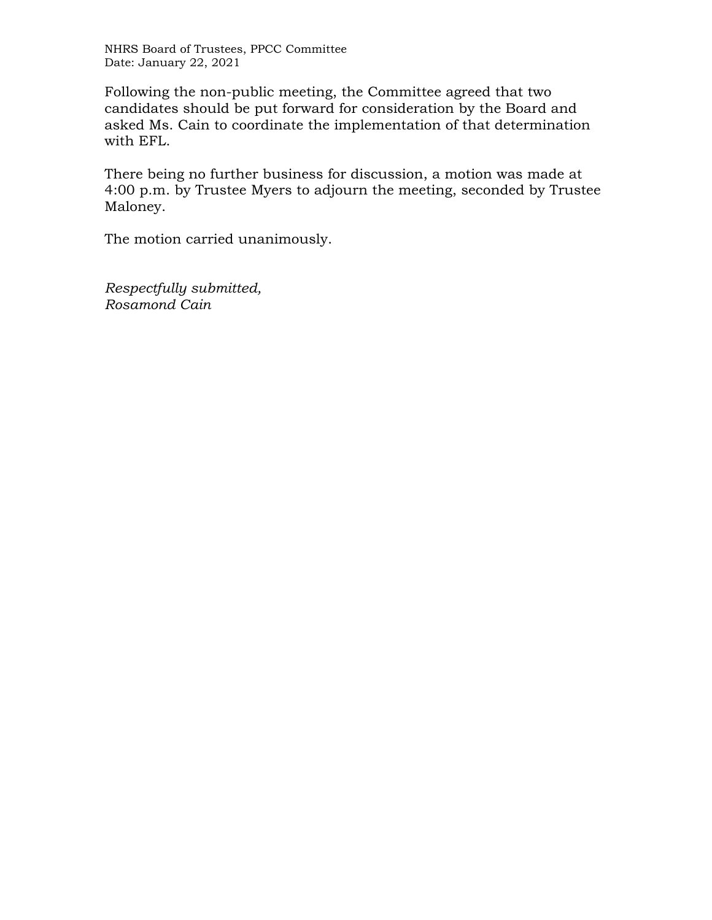Following the non-public meeting, the Committee agreed that two candidates should be put forward for consideration by the Board and asked Ms. Cain to coordinate the implementation of that determination with EFL.

There being no further business for discussion, a motion was made at 4:00 p.m. by Trustee Myers to adjourn the meeting, seconded by Trustee Maloney.

The motion carried unanimously.

*Respectfully submitted,*
*Rosamond Cain*